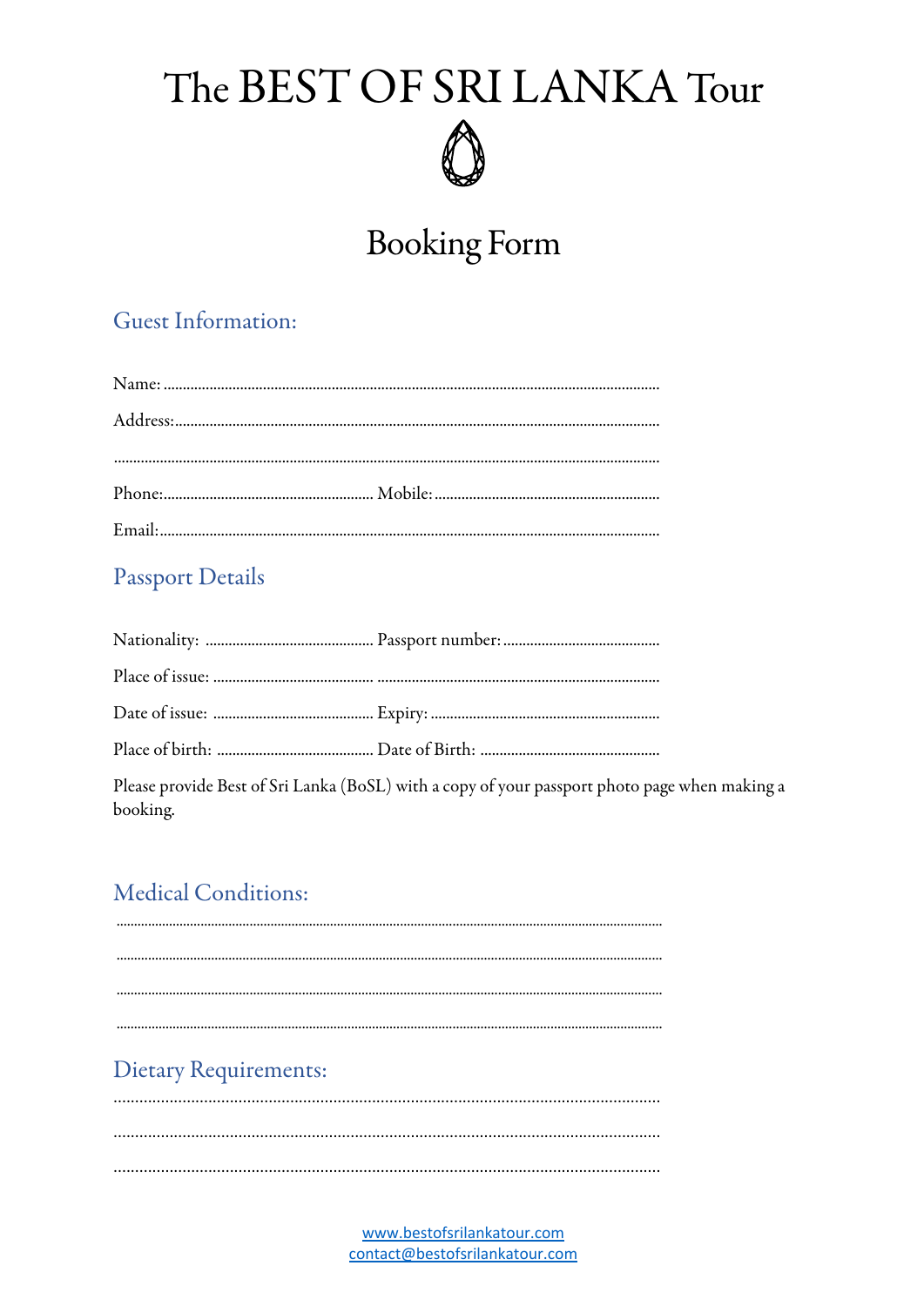# The BEST OF SRI LANKA Tour

## Booking Form

### Guest Information:

Name: ....................................................................................................................

Address:.................................................................................................................

..............................................................................................................................

Phone:....................................................... Mobile:..........................................................

Email:....................................................................................................................

### Passport Details

Nationality: ........................................... Passport number:.........................................

Place of issue: .......................................... ..........................................................................

Date of issue: ......................................... Expiry: ............................................................

Place of birth: ........................................ Date of Birth: ..............................................

Please provide Best of Sri Lanka (BoSL) with a copy of your passport photo page when making a booking.

### Medical Conditions:

..............................................................................................................................

..............................................................................................................................

..............................................................................................................................

..............................................................................................................................

### Dietary Requirements:

..............................................................................................................................

..............................................................................................................................

..............................................................................................................................

www.bestofsrilankatour.com
contact@bestofsrilankatour.com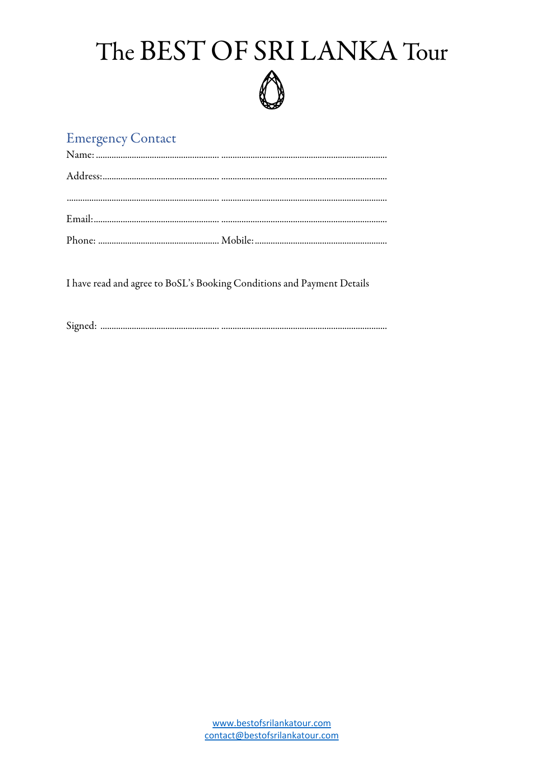# The BEST OF SRI LANKA Tour

## Emergency Contact

Name: .................................................................................................................................

Address: ..............................................................................................................................

.............................................................................................................................................

Email: ..................................................................................................................................

Phone: ...................................................... Mobile: ..........................................................

I have read and agree to BoSL's Booking Conditions and Payment Details

Signed: ................................................................................................................................

www.bestofsrilankatour.com
contact@bestofsrilankatour.com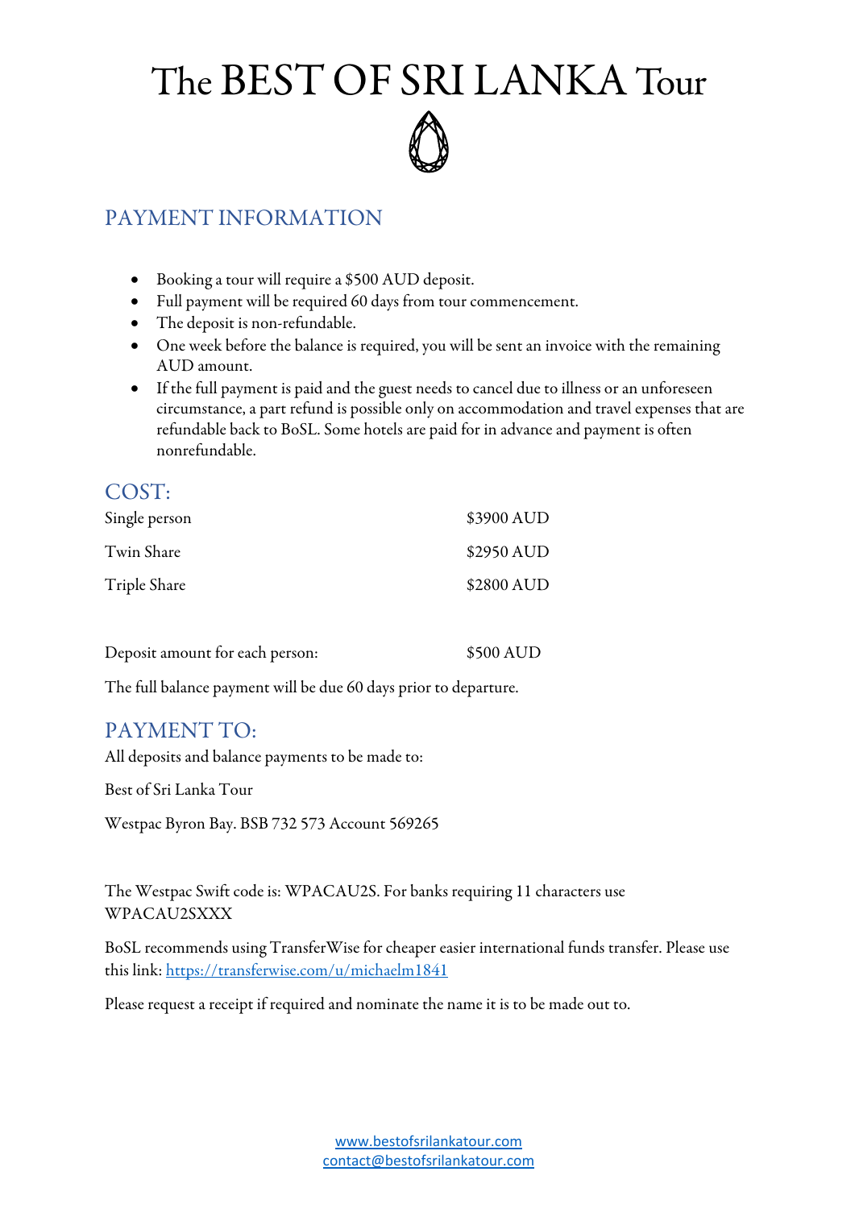# The BEST OF SRI LANKA Tour

## PAYMENT INFORMATION

- Booking a tour will require a $500 AUD deposit.
- Full payment will be required 60 days from tour commencement.
- The deposit is non-refundable.
- One week before the balance is required, you will be sent an invoice with the remaining AUD amount.
- If the full payment is paid and the guest needs to cancel due to illness or an unforeseen circumstance, a part refund is possible only on accommodation and travel expenses that are refundable back to BoSL. Some hotels are paid for in advance and payment is often nonrefundable.

## COST:

| | |
|---|---|
| Single person | $3900 AUD |
| Twin Share | $2950 AUD |
| Triple Share | $2800 AUD |

| | |
|---|---|
| Deposit amount for each person: | $500 AUD |

The full balance payment will be due 60 days prior to departure.

## PAYMENT TO:

All deposits and balance payments to be made to:

Best of Sri Lanka Tour

Westpac Byron Bay. BSB 732 573 Account 569265

The Westpac Swift code is: WPACAU2S. For banks requiring 11 characters use WPACAU2SXXX

BoSL recommends using TransferWise for cheaper easier international funds transfer. Please use this link: https://transferwise.com/u/michaelm1841

Please request a receipt if required and nominate the name it is to be made out to.

www.bestofsrilankatour.com
contact@bestofsrilankatour.com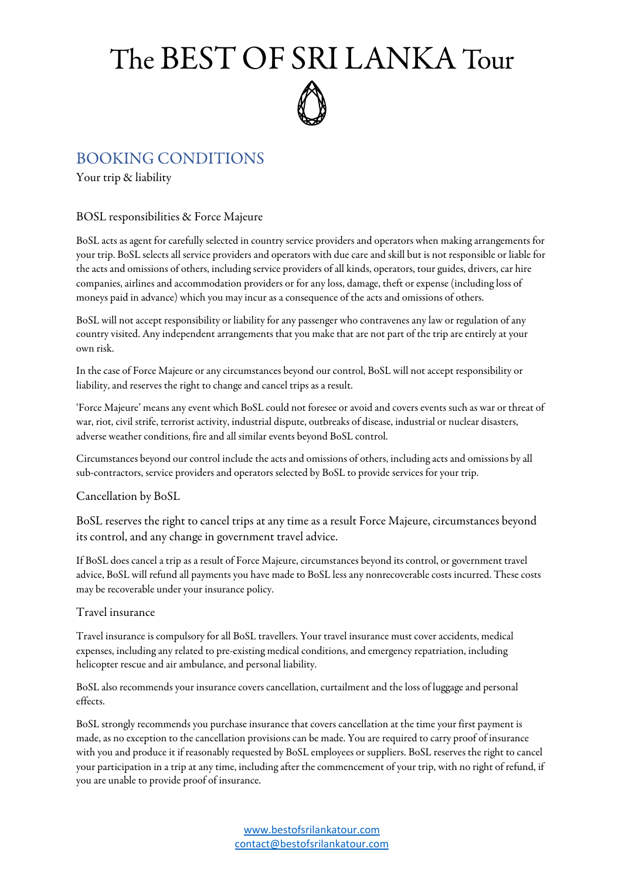# The BEST OF SRI LANKA Tour

## BOOKING CONDITIONS

Your trip & liability

### BOSL responsibilities & Force Majeure

BoSL acts as agent for carefully selected in country service providers and operators when making arrangements for your trip. BoSL selects all service providers and operators with due care and skill but is not responsible or liable for the acts and omissions of others, including service providers of all kinds, operators, tour guides, drivers, car hire companies, airlines and accommodation providers or for any loss, damage, theft or expense (including loss of moneys paid in advance) which you may incur as a consequence of the acts and omissions of others.

BoSL will not accept responsibility or liability for any passenger who contravenes any law or regulation of any country visited. Any independent arrangements that you make that are not part of the trip are entirely at your own risk.

In the case of Force Majeure or any circumstances beyond our control, BoSL will not accept responsibility or liability, and reserves the right to change and cancel trips as a result.

'Force Majeure' means any event which BoSL could not foresee or avoid and covers events such as war or threat of war, riot, civil strife, terrorist activity, industrial dispute, outbreaks of disease, industrial or nuclear disasters, adverse weather conditions, fire and all similar events beyond BoSL control.

Circumstances beyond our control include the acts and omissions of others, including acts and omissions by all sub-contractors, service providers and operators selected by BoSL to provide services for your trip.

### Cancellation by BoSL

BoSL reserves the right to cancel trips at any time as a result Force Majeure, circumstances beyond its control, and any change in government travel advice.

If BoSL does cancel a trip as a result of Force Majeure, circumstances beyond its control, or government travel advice, BoSL will refund all payments you have made to BoSL less any nonrecoverable costs incurred. These costs may be recoverable under your insurance policy.

### Travel insurance

Travel insurance is compulsory for all BoSL travellers. Your travel insurance must cover accidents, medical expenses, including any related to pre-existing medical conditions, and emergency repatriation, including helicopter rescue and air ambulance, and personal liability.

BoSL also recommends your insurance covers cancellation, curtailment and the loss of luggage and personal effects.

BoSL strongly recommends you purchase insurance that covers cancellation at the time your first payment is made, as no exception to the cancellation provisions can be made. You are required to carry proof of insurance with you and produce it if reasonably requested by BoSL employees or suppliers. BoSL reserves the right to cancel your participation in a trip at any time, including after the commencement of your trip, with no right of refund, if you are unable to provide proof of insurance.

www.bestofsrilankatour.com
contact@bestofsrilankatour.com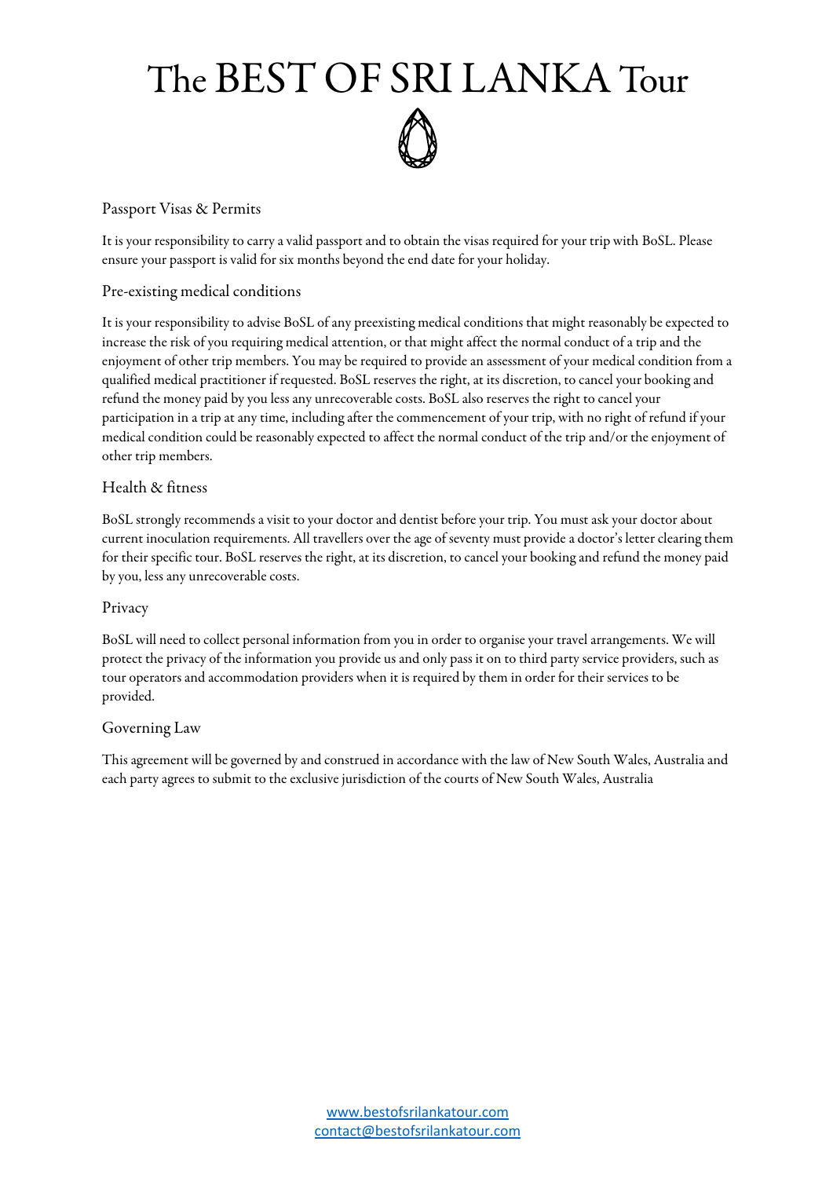## Passport Visas & Permits

It is your responsibility to carry a valid passport and to obtain the visas required for your trip with BoSL. Please ensure your passport is valid for six months beyond the end date for your holiday.

## Pre-existing medical conditions

It is your responsibility to advise BoSL of any preexisting medical conditions that might reasonably be expected to increase the risk of you requiring medical attention, or that might affect the normal conduct of a trip and the enjoyment of other trip members. You may be required to provide an assessment of your medical condition from a qualified medical practitioner if requested. BoSL reserves the right, at its discretion, to cancel your booking and refund the money paid by you less any unrecoverable costs. BoSL also reserves the right to cancel your participation in a trip at any time, including after the commencement of your trip, with no right of refund if your medical condition could be reasonably expected to affect the normal conduct of the trip and/or the enjoyment of other trip members.

## Health & fitness

BoSL strongly recommends a visit to your doctor and dentist before your trip. You must ask your doctor about current inoculation requirements. All travellers over the age of seventy must provide a doctor's letter clearing them for their specific tour. BoSL reserves the right, at its discretion, to cancel your booking and refund the money paid by you, less any unrecoverable costs.

## Privacy

BoSL will need to collect personal information from you in order to organise your travel arrangements. We will protect the privacy of the information you provide us and only pass it on to third party service providers, such as tour operators and accommodation providers when it is required by them in order for their services to be provided.

## Governing Law

This agreement will be governed by and construed in accordance with the law of New South Wales, Australia and each party agrees to submit to the exclusive jurisdiction of the courts of New South Wales, Australia